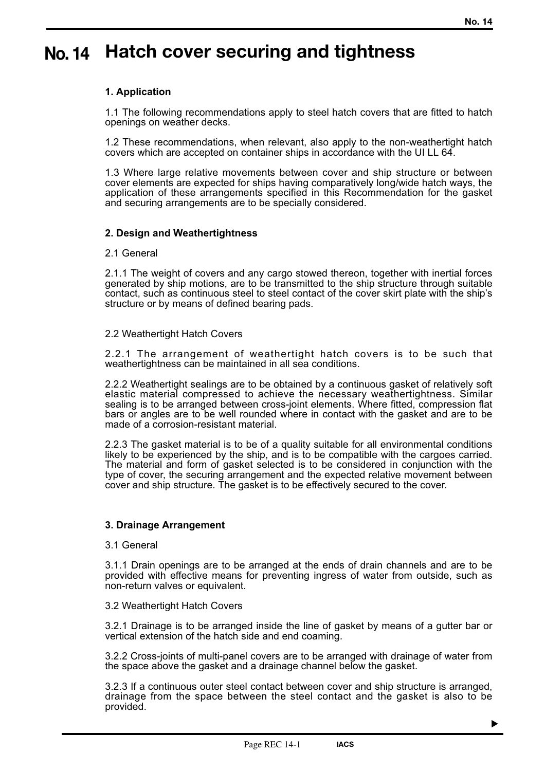# No. 14 Hatch cover securing and tightness

## 1. Application

1.1 The following recommendations apply to steel hatch covers that are fitted to hatch openings on weather decks.

1.2 These recommendations, when relevant, also apply to the non-weathertight hatch covers which are accepted on container ships in accordance with the UI LL 64.

1.3 Where large relative movements between cover and ship structure or between cover elements are expected for ships having comparatively long/wide hatch ways, the application of these arrangements specified in this Recommendation for the gasket and securing arrangements are to be specially considered.

## 2. Design and Weathertightness

### 2.1 General

2.1.1 The weight of covers and any cargo stowed thereon, together with inertial forces generated by ship motions, are to be transmitted to the ship structure through suitable contact, such as continuous steel to steel contact of the cover skirt plate with the ship's structure or by means of defined bearing pads.

### 2.2 Weathertight Hatch Covers

2.2.1 The arrangement of weathertight hatch covers is to be such that weathertightness can be maintained in all sea conditions.

2.2.2 Weathertight sealings are to be obtained by a continuous gasket of relatively soft elastic material compressed to achieve the necessary weathertightness. Similar sealing is to be arranged between cross-joint elements. Where fitted, compression flat bars or angles are to be well rounded where in contact with the gasket and are to be made of a corrosion-resistant material.

2.2.3 The gasket material is to be of a quality suitable for all environmental conditions likely to be experienced by the ship, and is to be compatible with the cargoes carried. The material and form of gasket selected is to be considered in conjunction with the type of cover, the securing arrangement and the expected relative movement between cover and ship structure. The gasket is to be effectively secured to the cover.

## 3. Drainage Arrangement

### 3.1 General

3.1.1 Drain openings are to be arranged at the ends of drain channels and are to be provided with effective means for preventing ingress of water from outside, such as non-return valves or equivalent.

### 3.2 Weathertight Hatch Covers

3.2.1 Drainage is to be arranged inside the line of gasket by means of a gutter bar or vertical extension of the hatch side and end coaming.

3.2.2 Cross-joints of multi-panel covers are to be arranged with drainage of water from the space above the gasket and a drainage channel below the gasket.

3.2.3 If a continuous outer steel contact between cover and ship structure is arranged, drainage from the space between the steel contact and the gasket is also to be provided.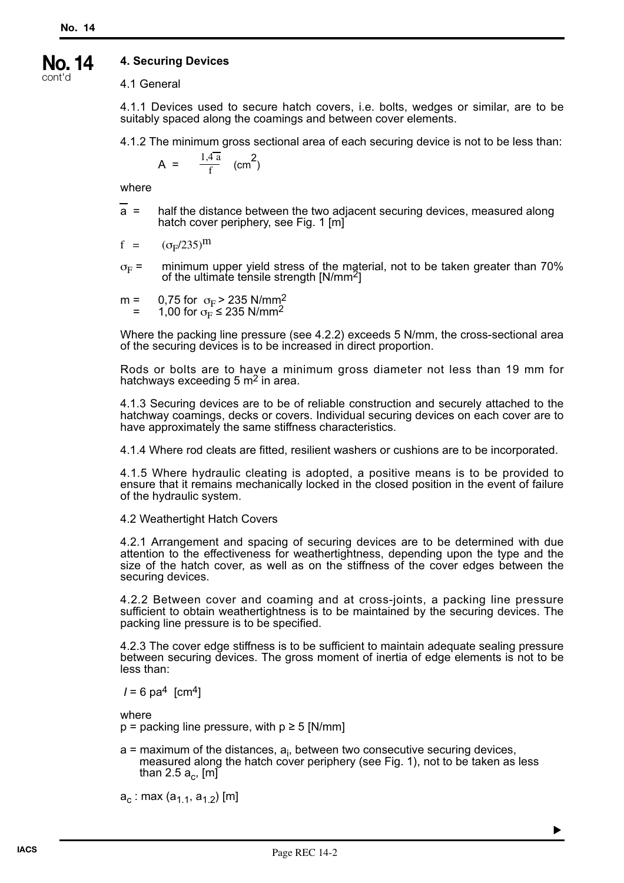## 4. Securing Devices

4.1 General

4.1.1 Devices used to secure hatch covers, i.e. bolts, wedges or similar, are to be suitably spaced along the coamings and between cover elements.

4.1.2 The minimum gross sectional area of each securing device is not to be less than:

$$A = \frac{1{,}4\,\bar{a}}{f} \quad (\text{cm}^2)$$

where

$\bar{a}$ = half the distance between the two adjacent securing devices, measured along hatch cover periphery, see Fig. 1 [m]

$f$ = $(\sigma_F/235)^m$

$\sigma_F$ = minimum upper yield stress of the material, not to be taken greater than 70% of the ultimate tensile strength [N/mm$^2$]

$m$ = 0,75 for $\sigma_F > 235$ N/mm$^2$
= 1,00 for $\sigma_F \leq 235$ N/mm$^2$

Where the packing line pressure (see 4.2.2) exceeds 5 N/mm, the cross-sectional area of the securing devices is to be increased in direct proportion.

Rods or bolts are to have a minimum gross diameter not less than 19 mm for hatchways exceeding 5 m$^2$ in area.

4.1.3 Securing devices are to be of reliable construction and securely attached to the hatchway coamings, decks or covers. Individual securing devices on each cover are to have approximately the same stiffness characteristics.

4.1.4 Where rod cleats are fitted, resilient washers or cushions are to be incorporated.

4.1.5 Where hydraulic cleating is adopted, a positive means is to be provided to ensure that it remains mechanically locked in the closed position in the event of failure of the hydraulic system.

4.2 Weathertight Hatch Covers

4.2.1 Arrangement and spacing of securing devices are to be determined with due attention to the effectiveness for weathertightness, depending upon the type and the size of the hatch cover, as well as on the stiffness of the cover edges between the securing devices.

4.2.2 Between cover and coaming and at cross-joints, a packing line pressure sufficient to obtain weathertightness is to be maintained by the securing devices. The packing line pressure is to be specified.

4.2.3 The cover edge stiffness is to be sufficient to maintain adequate sealing pressure between securing devices. The gross moment of inertia of edge elements is not to be less than:

$$I = 6\,pa^4 \quad [\text{cm}^4]$$

where

$p$ = packing line pressure, with $p \geq 5$ [N/mm]

$a$ = maximum of the distances, $a_i$, between two consecutive securing devices, measured along the hatch cover periphery (see Fig. 1), not to be taken as less than 2.5 $a_c$, [m]

$a_c$ : max ($a_{1.1}$, $a_{1.2}$) [m]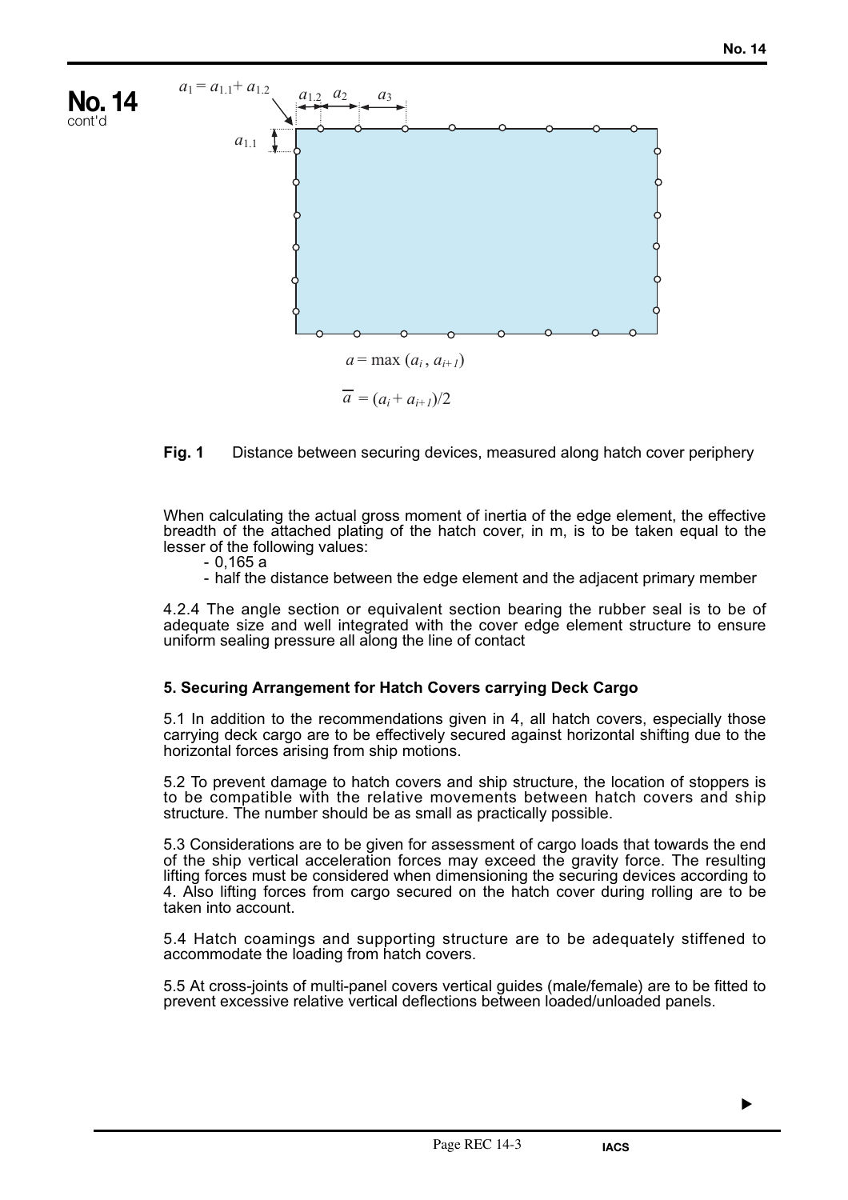$a_1 = a_{1.1} + a_{1.2}$

$a = \max(a_i, a_{i+1})$

$\overline{a} = (a_i + a_{i+1})/2$

**Fig. 1** Distance between securing devices, measured along hatch cover periphery

When calculating the actual gross moment of inertia of the edge element, the effective breadth of the attached plating of the hatch cover, in m, is to be taken equal to the lesser of the following values:

- 0,165 a
- half the distance between the edge element and the adjacent primary member

4.2.4 The angle section or equivalent section bearing the rubber seal is to be of adequate size and well integrated with the cover edge element structure to ensure uniform sealing pressure all along the line of contact

#### 5. Securing Arrangement for Hatch Covers carrying Deck Cargo

5.1 In addition to the recommendations given in 4, all hatch covers, especially those carrying deck cargo are to be effectively secured against horizontal shifting due to the horizontal forces arising from ship motions.

5.2 To prevent damage to hatch covers and ship structure, the location of stoppers is to be compatible with the relative movements between hatch covers and ship structure. The number should be as small as practically possible.

5.3 Considerations are to be given for assessment of cargo loads that towards the end of the ship vertical acceleration forces may exceed the gravity force. The resulting lifting forces must be considered when dimensioning the securing devices according to 4. Also lifting forces from cargo secured on the hatch cover during rolling are to be taken into account.

5.4 Hatch coamings and supporting structure are to be adequately stiffened to accommodate the loading from hatch covers.

5.5 At cross-joints of multi-panel covers vertical guides (male/female) are to be fitted to prevent excessive relative vertical deflections between loaded/unloaded panels.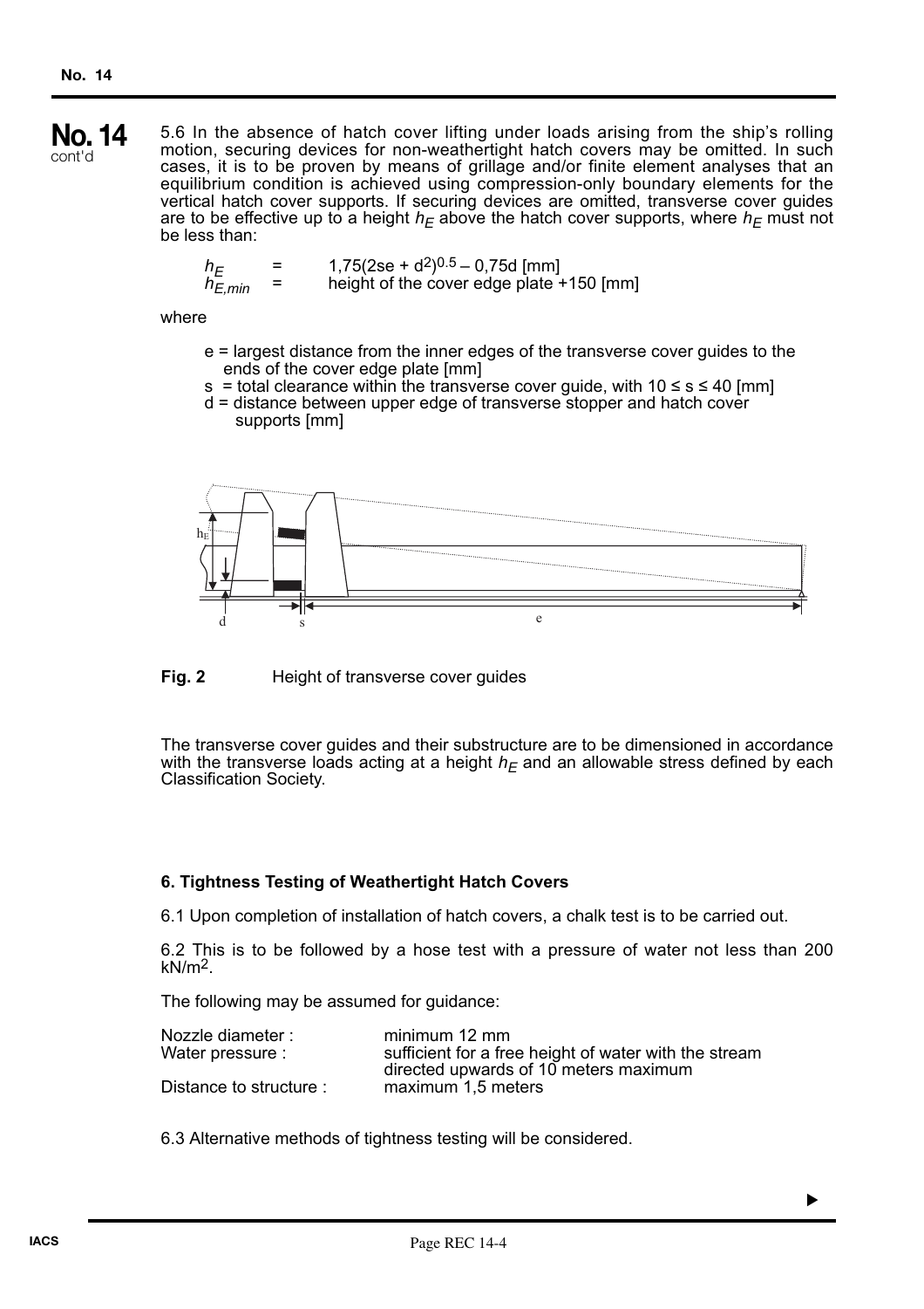**No. 14**
cont'd

5.6 In the absence of hatch cover lifting under loads arising from the ship's rolling motion, securing devices for non-weathertight hatch covers may be omitted. In such cases, it is to be proven by means of grillage and/or finite element analyses that an equilibrium condition is achieved using compression-only boundary elements for the vertical hatch cover supports. If securing devices are omitted, transverse cover guides are to be effective up to a height $h_E$ above the hatch cover supports, where $h_E$ must not be less than:

$h_E$ = $1{,}75(2se + d^2)^{0.5} - 0{,}75d$ [mm]
$h_{E,min}$ = height of the cover edge plate +150 [mm]

where

- e = largest distance from the inner edges of the transverse cover guides to the ends of the cover edge plate [mm]
- s = total clearance within the transverse cover guide, with $10 \leq s \leq 40$ [mm]
- d = distance between upper edge of transverse stopper and hatch cover supports [mm]

**Fig. 2** Height of transverse cover guides

The transverse cover guides and their substructure are to be dimensioned in accordance with the transverse loads acting at a height $h_E$ and an allowable stress defined by each Classification Society.

**6. Tightness Testing of Weathertight Hatch Covers**

6.1 Upon completion of installation of hatch covers, a chalk test is to be carried out.

6.2 This is to be followed by a hose test with a pressure of water not less than 200 kN/m$^2$.

The following may be assumed for guidance:

| | |
|---|---|
| Nozzle diameter : | minimum 12 mm |
| Water pressure : | sufficient for a free height of water with the stream directed upwards of 10 meters maximum |
| Distance to structure : | maximum 1,5 meters |

6.3 Alternative methods of tightness testing will be considered.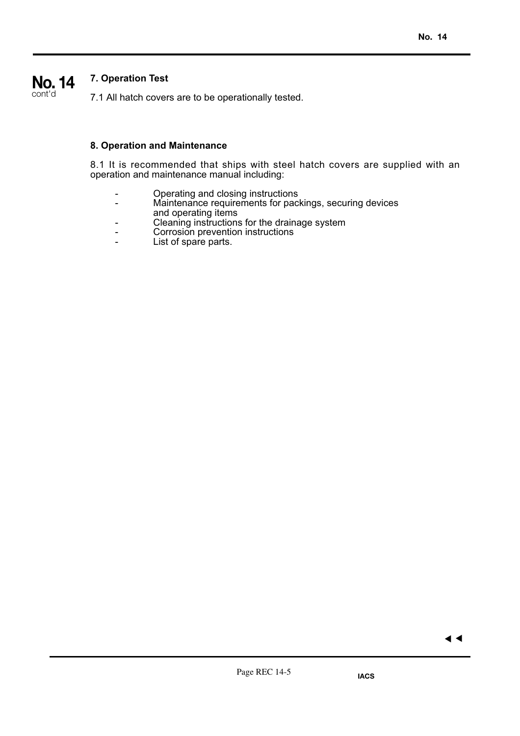### 7. Operation Test

7.1 All hatch covers are to be operationally tested.

### 8. Operation and Maintenance

8.1 It is recommended that ships with steel hatch covers are supplied with an operation and maintenance manual including:

- Operating and closing instructions
- Maintenance requirements for packings, securing devices and operating items
- Cleaning instructions for the drainage system
- Corrosion prevention instructions
- List of spare parts.